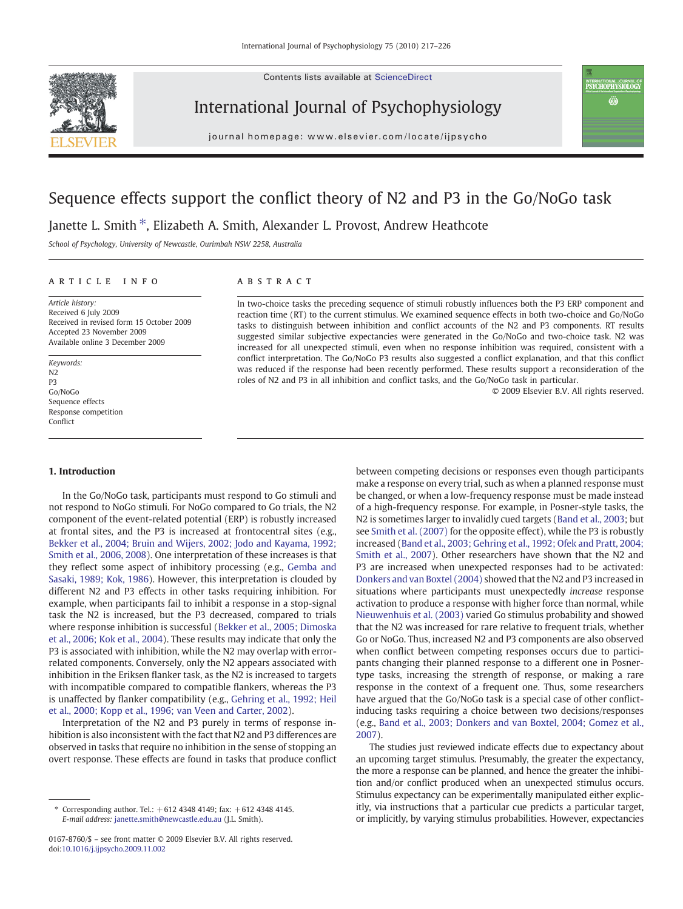# Sequence effects support the conflict theory of N2 and P3 in the Go/NoGo task

Janette L. Smith *, Elizabeth A. Smith, Alexander L. Provost, Andrew Heathcote

*School of Psychology, University of Newcastle, Ourimbah NSW 2258, Australia*

**ARTICLE INFO**

*Article history:*
Received 6 July 2009
Received in revised form 15 October 2009
Accepted 23 November 2009
Available online 3 December 2009

*Keywords:*
N2
P3
Go/NoGo
Sequence effects
Response competition
Conflict

**ABSTRACT**

In two-choice tasks the preceding sequence of stimuli robustly influences both the P3 ERP component and reaction time (RT) to the current stimulus. We examined sequence effects in both two-choice and Go/NoGo tasks to distinguish between inhibition and conflict accounts of the N2 and P3 components. RT results suggested similar subjective expectancies were generated in the Go/NoGo and two-choice task. N2 was increased for all unexpected stimuli, even when no response inhibition was required, consistent with a conflict interpretation. The Go/NoGo P3 results also suggested a conflict explanation, and that this conflict was reduced if the response had been recently performed. These results support a reconsideration of the roles of N2 and P3 in all inhibition and conflict tasks, and the Go/NoGo task in particular.

© 2009 Elsevier B.V. All rights reserved.

## 1. Introduction

In the Go/NoGo task, participants must respond to Go stimuli and not respond to NoGo stimuli. For NoGo compared to Go trials, the N2 component of the event-related potential (ERP) is robustly increased at frontal sites, and the P3 is increased at frontocentral sites (e.g., Bekker et al., 2004; Bruin and Wijers, 2002; Jodo and Kayama, 1992; Smith et al., 2006, 2008). One interpretation of these increases is that they reflect some aspect of inhibitory processing (e.g., Gemba and Sasaki, 1989; Kok, 1986). However, this interpretation is clouded by different N2 and P3 effects in other tasks requiring inhibition. For example, when participants fail to inhibit a response in a stop-signal task the N2 is increased, but the P3 decreased, compared to trials where response inhibition is successful (Bekker et al., 2005; Dimoska et al., 2006; Kok et al., 2004). These results may indicate that only the P3 is associated with inhibition, while the N2 may overlap with error-related components. Conversely, only the N2 appears associated with inhibition in the Eriksen flanker task, as the N2 is increased to targets with incompatible compared to compatible flankers, whereas the P3 is unaffected by flanker compatibility (e.g., Gehring et al., 1992; Heil et al., 2000; Kopp et al., 1996; van Veen and Carter, 2002).

Interpretation of the N2 and P3 purely in terms of response inhibition is also inconsistent with the fact that N2 and P3 differences are observed in tasks that require no inhibition in the sense of stopping an overt response. These effects are found in tasks that produce conflict between competing decisions or responses even though participants make a response on every trial, such as when a planned response must be changed, or when a low-frequency response must be made instead of a high-frequency response. For example, in Posner-style tasks, the N2 is sometimes larger to invalidly cued targets (Band et al., 2003; but see Smith et al. (2007) for the opposite effect), while the P3 is robustly increased (Band et al., 2003; Gehring et al., 1992; Ofek and Pratt, 2004; Smith et al., 2007). Other researchers have shown that the N2 and P3 are increased when unexpected responses had to be activated: Donkers and van Boxtel (2004) showed that the N2 and P3 increased in situations where participants must unexpectedly *increase* response activation to produce a response with higher force than normal, while Nieuwenhuis et al. (2003) varied Go stimulus probability and showed that the N2 was increased for rare relative to frequent trials, whether Go or NoGo. Thus, increased N2 and P3 components are also observed when conflict between competing responses occurs due to participants changing their planned response to a different one in Posner-type tasks, increasing the strength of response, or making a rare response in the context of a frequent one. Thus, some researchers have argued that the Go/NoGo task is a special case of other conflict-inducing tasks requiring a choice between two decisions/responses (e.g., Band et al., 2003; Donkers and van Boxtel, 2004; Gomez et al., 2007).

The studies just reviewed indicate effects due to expectancy about an upcoming target stimulus. Presumably, the greater the expectancy, the more a response can be planned, and hence the greater the inhibition and/or conflict produced when an unexpected stimulus occurs. Stimulus expectancy can be experimentally manipulated either explicitly, via instructions that a particular cue predicts a particular target, or implicitly, by varying stimulus probabilities. However, expectancies

* Corresponding author. Tel.: +612 4348 4149; fax: +612 4348 4145. *E-mail address:* janette.smith@newcastle.edu.au (J.L. Smith).

0167-8760/$ – see front matter © 2009 Elsevier B.V. All rights reserved. doi:10.1016/j.ijpsycho.2009.11.002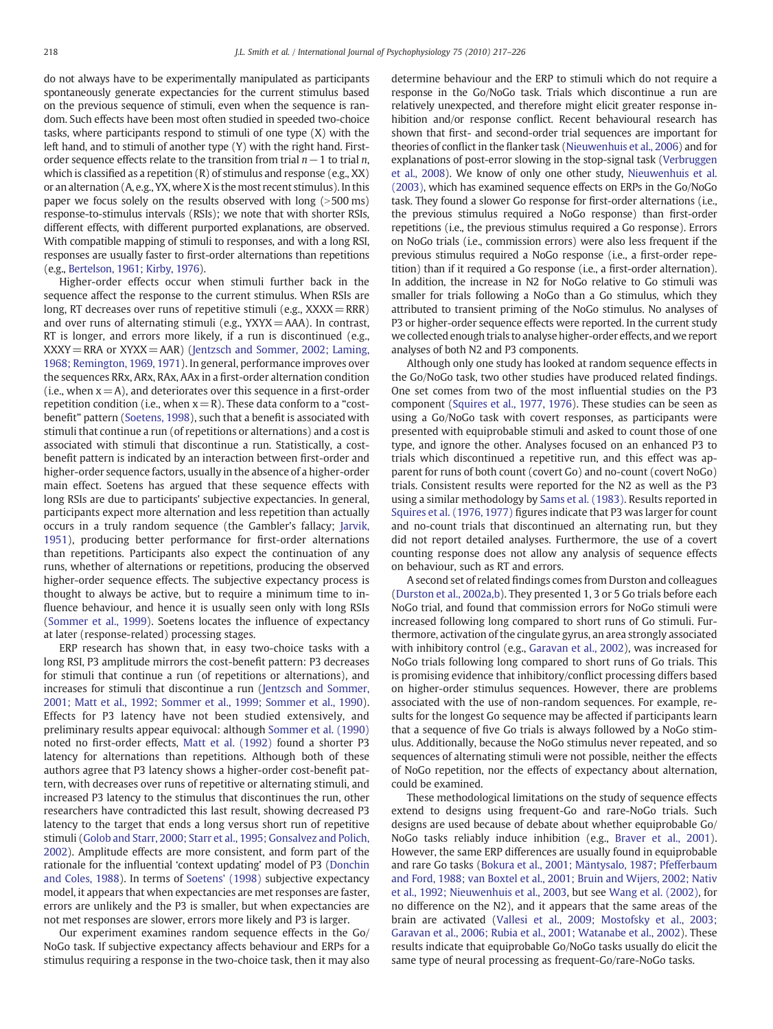do not always have to be experimentally manipulated as participants spontaneously generate expectancies for the current stimulus based on the previous sequence of stimuli, even when the sequence is random. Such effects have been most often studied in speeded two-choice tasks, where participants respond to stimuli of one type (X) with the left hand, and to stimuli of another type (Y) with the right hand. First-order sequence effects relate to the transition from trial $n-1$ to trial $n$, which is classified as a repetition (R) of stimulus and response (e.g., XX) or an alternation (A, e.g., YX, where X is the most recent stimulus). In this paper we focus solely on the results observed with long (>500 ms) response-to-stimulus intervals (RSIs); we note that with shorter RSIs, different effects, with different purported explanations, are observed. With compatible mapping of stimuli to responses, and with a long RSI, responses are usually faster to first-order alternations than repetitions (e.g., Bertelson, 1961; Kirby, 1976).

Higher-order effects occur when stimuli further back in the sequence affect the response to the current stimulus. When RSIs are long, RT decreases over runs of repetitive stimuli (e.g., XXXX = RRR) and over runs of alternating stimuli (e.g., YXYX = AAA). In contrast, RT is longer, and errors more likely, if a run is discontinued (e.g., XXXY = RRA or XYXX = AAR) (Jentzsch and Sommer, 2002; Laming, 1968; Remington, 1969, 1971). In general, performance improves over the sequences RRx, ARx, RAx, AAx in a first-order alternation condition (i.e., when x = A), and deteriorates over this sequence in a first-order repetition condition (i.e., when x = R). These data conform to a "cost-benefit" pattern (Soetens, 1998), such that a benefit is associated with stimuli that continue a run (of repetitions or alternations) and a cost is associated with stimuli that discontinue a run. Statistically, a cost-benefit pattern is indicated by an interaction between first-order and higher-order sequence factors, usually in the absence of a higher-order main effect. Soetens has argued that these sequence effects with long RSIs are due to participants' subjective expectancies. In general, participants expect more alternation and less repetition than actually occurs in a truly random sequence (the Gambler's fallacy; Jarvik, 1951), producing better performance for first-order alternations than repetitions. Participants also expect the continuation of any runs, whether of alternations or repetitions, producing the observed higher-order sequence effects. The subjective expectancy process is thought to always be active, but to require a minimum time to influence behaviour, and hence it is usually seen only with long RSIs (Sommer et al., 1999). Soetens locates the influence of expectancy at later (response-related) processing stages.

ERP research has shown that, in easy two-choice tasks with a long RSI, P3 amplitude mirrors the cost-benefit pattern: P3 decreases for stimuli that continue a run (of repetitions or alternations), and increases for stimuli that discontinue a run (Jentzsch and Sommer, 2001; Matt et al., 1992; Sommer et al., 1999; Sommer et al., 1990). Effects for P3 latency have not been studied extensively, and preliminary results appear equivocal: although Sommer et al. (1990) noted no first-order effects, Matt et al. (1992) found a shorter P3 latency for alternations than repetitions. Although both of these authors agree that P3 latency shows a higher-order cost-benefit pattern, with decreases over runs of repetitive or alternating stimuli, and increased P3 latency to the stimulus that discontinues the run, other researchers have contradicted this last result, showing decreased P3 latency to the target that ends a long versus short run of repetitive stimuli (Golob and Starr, 2000; Starr et al., 1995; Gonsalvez and Polich, 2002). Amplitude effects are more consistent, and form part of the rationale for the influential 'context updating' model of P3 (Donchin and Coles, 1988). In terms of Soetens' (1998) subjective expectancy model, it appears that when expectancies are met responses are faster, errors are unlikely and the P3 is smaller, but when expectancies are not met responses are slower, errors more likely and P3 is larger.

Our experiment examines random sequence effects in the Go/NoGo task. If subjective expectancy affects behaviour and ERPs for a stimulus requiring a response in the two-choice task, then it may also determine behaviour and the ERP to stimuli which do not require a response in the Go/NoGo task. Trials which discontinue a run are relatively unexpected, and therefore might elicit greater response inhibition and/or response conflict. Recent behavioural research has shown that first- and second-order trial sequences are important for theories of conflict in the flanker task (Nieuwenhuis et al., 2006) and for explanations of post-error slowing in the stop-signal task (Verbruggen et al., 2008). We know of only one other study, Nieuwenhuis et al. (2003), which has examined sequence effects on ERPs in the Go/NoGo task. They found a slower Go response for first-order alternations (i.e., the previous stimulus required a NoGo response) than first-order repetitions (i.e., the previous stimulus required a Go response). Errors on NoGo trials (i.e., commission errors) were also less frequent if the previous stimulus required a NoGo response (i.e., a first-order repetition) than if it required a Go response (i.e., a first-order alternation). In addition, the increase in N2 for NoGo relative to Go stimuli was smaller for trials following a NoGo than a Go stimulus, which they attributed to transient priming of the NoGo stimulus. No analyses of P3 or higher-order sequence effects were reported. In the current study we collected enough trials to analyse higher-order effects, and we report analyses of both N2 and P3 components.

Although only one study has looked at random sequence effects in the Go/NoGo task, two other studies have produced related findings. One set comes from two of the most influential studies on the P3 component (Squires et al., 1977, 1976). These studies can be seen as using a Go/NoGo task with covert responses, as participants were presented with equiprobable stimuli and asked to count those of one type, and ignore the other. Analyses focused on an enhanced P3 to trials which discontinued a repetitive run, and this effect was apparent for runs of both count (covert Go) and no-count (covert NoGo) trials. Consistent results were reported for the N2 as well as the P3 using a similar methodology by Sams et al. (1983). Results reported in Squires et al. (1976, 1977) figures indicate that P3 was larger for count and no-count trials that discontinued an alternating run, but they did not report detailed analyses. Furthermore, the use of a covert counting response does not allow any analysis of sequence effects on behaviour, such as RT and errors.

A second set of related findings comes from Durston and colleagues (Durston et al., 2002a,b). They presented 1, 3 or 5 Go trials before each NoGo trial, and found that commission errors for NoGo stimuli were increased following long compared to short runs of Go stimuli. Furthermore, activation of the cingulate gyrus, an area strongly associated with inhibitory control (e.g., Garavan et al., 2002), was increased for NoGo trials following long compared to short runs of Go trials. This is promising evidence that inhibitory/conflict processing differs based on higher-order stimulus sequences. However, there are problems associated with the use of non-random sequences. For example, results for the longest Go sequence may be affected if participants learn that a sequence of five Go trials is always followed by a NoGo stimulus. Additionally, because the NoGo stimulus never repeated, and so sequences of alternating stimuli were not possible, neither the effects of NoGo repetition, nor the effects of expectancy about alternation, could be examined.

These methodological limitations on the study of sequence effects extend to designs using frequent-Go and rare-NoGo trials. Such designs are used because of debate about whether equiprobable Go/NoGo tasks reliably induce inhibition (e.g., Braver et al., 2001). However, the same ERP differences are usually found in equiprobable and rare Go tasks (Bokura et al., 2001; Mäntysalo, 1987; Pfefferbaum and Ford, 1988; van Boxtel et al., 2001; Bruin and Wijers, 2002; Nativ et al., 1992; Nieuwenhuis et al., 2003, but see Wang et al. (2002), for no difference on the N2), and it appears that the same areas of the brain are activated (Vallesi et al., 2009; Mostofsky et al., 2003; Garavan et al., 2006; Rubia et al., 2001; Watanabe et al., 2002). These results indicate that equiprobable Go/NoGo tasks usually do elicit the same type of neural processing as frequent-Go/rare-NoGo tasks.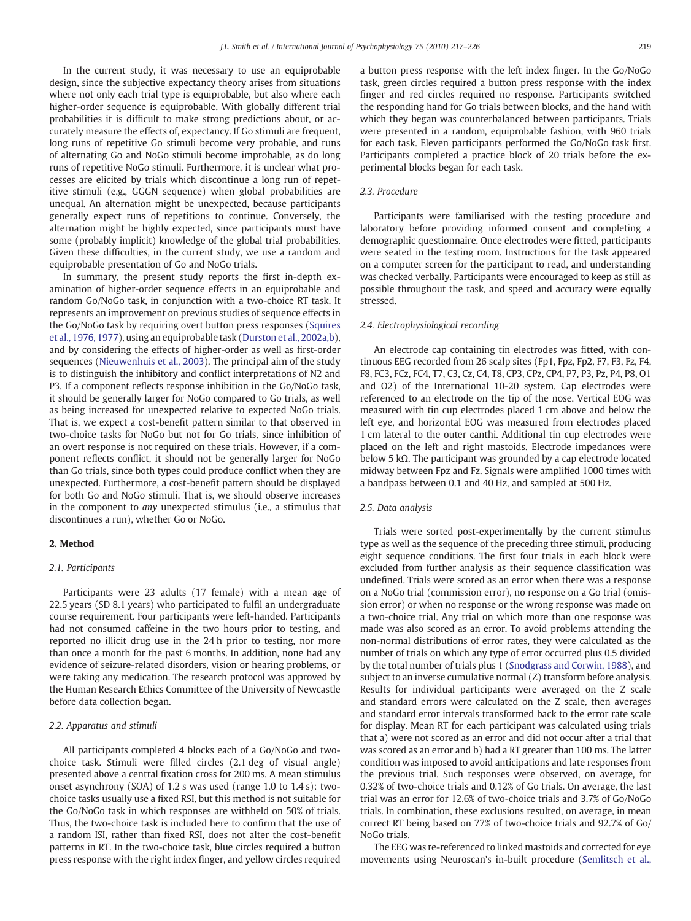In the current study, it was necessary to use an equiprobable design, since the subjective expectancy theory arises from situations where not only each trial type is equiprobable, but also where each higher-order sequence is equiprobable. With globally different trial probabilities it is difficult to make strong predictions about, or accurately measure the effects of, expectancy. If Go stimuli are frequent, long runs of repetitive Go stimuli become very probable, and runs of alternating Go and NoGo stimuli become improbable, as do long runs of repetitive NoGo stimuli. Furthermore, it is unclear what processes are elicited by trials which discontinue a long run of repetitive stimuli (e.g., GGGN sequence) when global probabilities are unequal. An alternation might be unexpected, because participants generally expect runs of repetitions to continue. Conversely, the alternation might be highly expected, since participants must have some (probably implicit) knowledge of the global trial probabilities. Given these difficulties, in the current study, we use a random and equiprobable presentation of Go and NoGo trials.

In summary, the present study reports the first in-depth examination of higher-order sequence effects in an equiprobable and random Go/NoGo task, in conjunction with a two-choice RT task. It represents an improvement on previous studies of sequence effects in the Go/NoGo task by requiring overt button press responses (Squires et al., 1976, 1977), using an equiprobable task (Durston et al., 2002a,b), and by considering the effects of higher-order as well as first-order sequences (Nieuwenhuis et al., 2003). The principal aim of the study is to distinguish the inhibitory and conflict interpretations of N2 and P3. If a component reflects response inhibition in the Go/NoGo task, it should be generally larger for NoGo compared to Go trials, as well as being increased for unexpected relative to expected NoGo trials. That is, we expect a cost-benefit pattern similar to that observed in two-choice tasks for NoGo but not for Go trials, since inhibition of an overt response is not required on these trials. However, if a component reflects conflict, it should not be generally larger for NoGo than Go trials, since both types could produce conflict when they are unexpected. Furthermore, a cost-benefit pattern should be displayed for both Go and NoGo stimuli. That is, we should observe increases in the component to *any* unexpected stimulus (i.e., a stimulus that discontinues a run), whether Go or NoGo.

## 2. Method

### 2.1. Participants

Participants were 23 adults (17 female) with a mean age of 22.5 years (SD 8.1 years) who participated to fulfil an undergraduate course requirement. Four participants were left-handed. Participants had not consumed caffeine in the two hours prior to testing, and reported no illicit drug use in the 24 h prior to testing, nor more than once a month for the past 6 months. In addition, none had any evidence of seizure-related disorders, vision or hearing problems, or were taking any medication. The research protocol was approved by the Human Research Ethics Committee of the University of Newcastle before data collection began.

### 2.2. Apparatus and stimuli

All participants completed 4 blocks each of a Go/NoGo and two-choice task. Stimuli were filled circles (2.1 deg of visual angle) presented above a central fixation cross for 200 ms. A mean stimulus onset asynchrony (SOA) of 1.2 s was used (range 1.0 to 1.4 s): two-choice tasks usually use a fixed RSI, but this method is not suitable for the Go/NoGo task in which responses are withheld on 50% of trials. Thus, the two-choice task is included here to confirm that the use of a random ISI, rather than fixed RSI, does not alter the cost-benefit patterns in RT. In the two-choice task, blue circles required a button press response with the right index finger, and yellow circles required a button press response with the left index finger. In the Go/NoGo task, green circles required a button press response with the index finger and red circles required no response. Participants switched the responding hand for Go trials between blocks, and the hand with which they began was counterbalanced between participants. Trials were presented in a random, equiprobable fashion, with 960 trials for each task. Eleven participants performed the Go/NoGo task first. Participants completed a practice block of 20 trials before the experimental blocks began for each task.

### 2.3. Procedure

Participants were familiarised with the testing procedure and laboratory before providing informed consent and completing a demographic questionnaire. Once electrodes were fitted, participants were seated in the testing room. Instructions for the task appeared on a computer screen for the participant to read, and understanding was checked verbally. Participants were encouraged to keep as still as possible throughout the task, and speed and accuracy were equally stressed.

### 2.4. Electrophysiological recording

An electrode cap containing tin electrodes was fitted, with continuous EEG recorded from 26 scalp sites (Fp1, Fpz, Fp2, F7, F3, Fz, F4, F8, FC3, FCz, FC4, T7, C3, Cz, C4, T8, CP3, CPz, CP4, P7, P3, Pz, P4, P8, O1 and O2) of the International 10-20 system. Cap electrodes were referenced to an electrode on the tip of the nose. Vertical EOG was measured with tin cup electrodes placed 1 cm above and below the left eye, and horizontal EOG was measured from electrodes placed 1 cm lateral to the outer canthi. Additional tin cup electrodes were placed on the left and right mastoids. Electrode impedances were below 5 kΩ. The participant was grounded by a cap electrode located midway between Fpz and Fz. Signals were amplified 1000 times with a bandpass between 0.1 and 40 Hz, and sampled at 500 Hz.

### 2.5. Data analysis

Trials were sorted post-experimentally by the current stimulus type as well as the sequence of the preceding three stimuli, producing eight sequence conditions. The first four trials in each block were excluded from further analysis as their sequence classification was undefined. Trials were scored as an error when there was a response on a NoGo trial (commission error), no response on a Go trial (omission error) or when no response or the wrong response was made on a two-choice trial. Any trial on which more than one response was made was also scored as an error. To avoid problems attending the non-normal distributions of error rates, they were calculated as the number of trials on which any type of error occurred plus 0.5 divided by the total number of trials plus 1 (Snodgrass and Corwin, 1988), and subject to an inverse cumulative normal (Z) transform before analysis. Results for individual participants were averaged on the Z scale and standard errors were calculated on the Z scale, then averages and standard error intervals transformed back to the error rate scale for display. Mean RT for each participant was calculated using trials that a) were not scored as an error and did not occur after a trial that was scored as an error and b) had a RT greater than 100 ms. The latter condition was imposed to avoid anticipations and late responses from the previous trial. Such responses were observed, on average, for 0.32% of two-choice trials and 0.12% of Go trials. On average, the last trial was an error for 12.6% of two-choice trials and 3.7% of Go/NoGo trials. In combination, these exclusions resulted, on average, in mean correct RT being based on 77% of two-choice trials and 92.7% of Go/NoGo trials.

The EEG was re-referenced to linked mastoids and corrected for eye movements using Neuroscan's in-built procedure (Semlitsch et al.,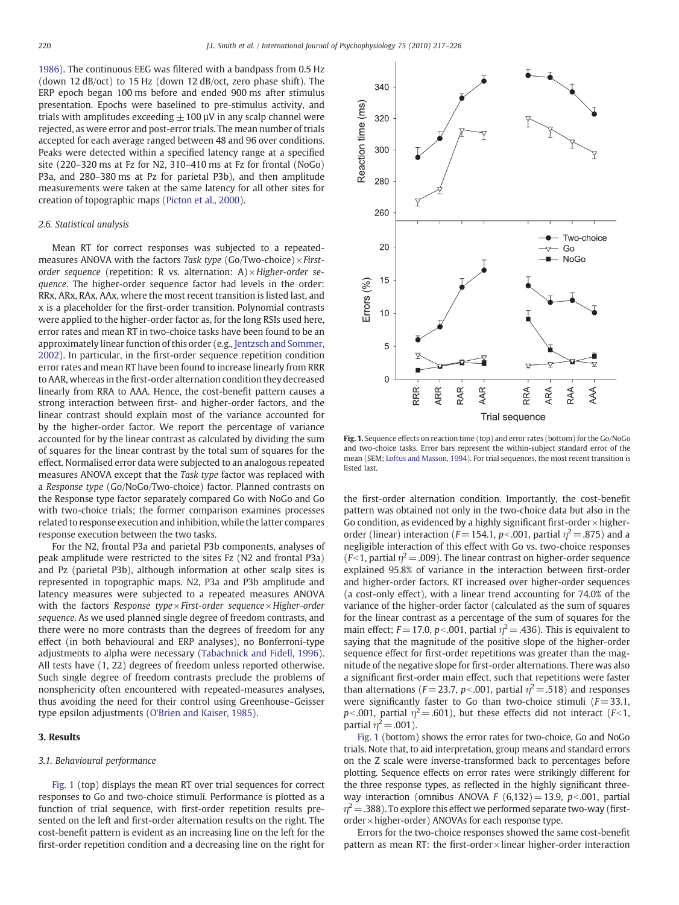1986). The continuous EEG was filtered with a bandpass from 0.5 Hz (down 12 dB/oct) to 15 Hz (down 12 dB/oct, zero phase shift). The ERP epoch began 100 ms before and ended 900 ms after stimulus presentation. Epochs were baselined to pre-stimulus activity, and trials with amplitudes exceeding $\pm 100$ µV in any scalp channel were rejected, as were error and post-error trials. The mean number of trials accepted for each average ranged between 48 and 96 over conditions. Peaks were detected within a specified latency range at a specified site (220–320 ms at Fz for N2, 310–410 ms at Fz for frontal (NoGo) P3a, and 280–380 ms at Pz for parietal P3b), and then amplitude measurements were taken at the same latency for all other sites for creation of topographic maps (Picton et al., 2000).

### 2.6. Statistical analysis

Mean RT for correct responses was subjected to a repeated-measures ANOVA with the factors *Task type* (Go/Two-choice) × *First-order sequence* (repetition: R vs. alternation: A) × *Higher-order sequence*. The higher-order sequence factor had levels in the order: RRx, ARx, RAx, AAx, where the most recent transition is listed last, and x is a placeholder for the first-order transition. Polynomial contrasts were applied to the higher-order factor as, for the long RSIs used here, error rates and mean RT in two-choice tasks have been found to be an approximately linear function of this order (e.g., Jentzsch and Sommer, 2002). In particular, in the first-order sequence repetition condition error rates and mean RT have been found to increase linearly from RRR to AAR, whereas in the first-order alternation condition they decreased linearly from RRA to AAA. Hence, the cost-benefit pattern causes a strong interaction between first- and higher-order factors, and the linear contrast should explain most of the variance accounted for by the higher-order factor. We report the percentage of variance accounted for by the linear contrast as calculated by dividing the sum of squares for the linear contrast by the total sum of squares for the effect. Normalised error data were subjected to an analogous repeated measures ANOVA except that the *Task type* factor was replaced with a *Response type* (Go/NoGo/Two-choice) factor. Planned contrasts on the Response type factor separately compared Go with NoGo and Go with two-choice trials; the former comparison examines processes related to response execution and inhibition, while the latter compares response execution between the two tasks.

For the N2, frontal P3a and parietal P3b components, analyses of peak amplitude were restricted to the sites Fz (N2 and frontal P3a) and Pz (parietal P3b), although information at other scalp sites is represented in topographic maps. N2, P3a and P3b amplitude and latency measures were subjected to a repeated measures ANOVA with the factors *Response type* × *First-order sequence* × *Higher-order sequence*. As we used planned single degree of freedom contrasts, and there were no more contrasts than the degrees of freedom for any effect (in both behavioural and ERP analyses), no Bonferroni-type adjustments to alpha were necessary (Tabachnick and Fidell, 1996). All tests have (1, 22) degrees of freedom unless reported otherwise. Such single degree of freedom contrasts preclude the problems of nonsphericity often encountered with repeated-measures analyses, thus avoiding the need for their control using Greenhouse–Geisser type epsilon adjustments (O'Brien and Kaiser, 1985).

## 3. Results

### 3.1. Behavioural performance

Fig. 1 (top) displays the mean RT over trial sequences for correct responses to Go and two-choice stimuli. Performance is plotted as a function of trial sequence, with first-order repetition results presented on the left and first-order alternation results on the right. The cost-benefit pattern is evident as an increasing line on the left for the first-order repetition condition and a decreasing line on the right for the first-order alternation condition. Importantly, the cost-benefit pattern was obtained not only in the two-choice data but also in the Go condition, as evidenced by a highly significant first-order × higher-order (linear) interaction ($F = 154.1$, $p < .001$, partial $\eta^2 = .875$) and a negligible interaction of this effect with Go vs. two-choice responses ($F < 1$, partial $\eta^2 = .009$). The linear contrast on higher-order sequence explained 95.8% of variance in the interaction between first-order and higher-order factors. RT increased over higher-order sequences (a cost-only effect), with a linear trend accounting for 74.0% of the variance of the higher-order factor (calculated as the sum of squares for the linear contrast as a percentage of the sum of squares for the main effect; $F = 17.0$, $p < .001$, partial $\eta^2 = .436$). This is equivalent to saying that the magnitude of the positive slope of the higher-order sequence effect for first-order repetitions was greater than the magnitude of the negative slope for first-order alternations. There was also a significant first-order main effect, such that repetitions were faster than alternations ($F = 23.7$, $p < .001$, partial $\eta^2 = .518$) and responses were significantly faster to Go than two-choice stimuli ($F = 33.1$, $p < .001$, partial $\eta^2 = .601$), but these effects did not interact ($F < 1$, partial $\eta^2 = .001$).

Reaction time (ms)
340
320
300
280
260
Errors (%)
20
15
10
5
0
Two-choice
Go
NoGo
RRR ARR RAR AAR RRA ARA RAA AAA
Trial sequence

**Fig. 1.** Sequence effects on reaction time (top) and error rates (bottom) for the Go/NoGo and two-choice tasks. Error bars represent the within-subject standard error of the mean (SEM; Loftus and Masson, 1994). For trial sequences, the most recent transition is listed last.

Fig. 1 (bottom) shows the error rates for two-choice, Go and NoGo trials. Note that, to aid interpretation, group means and standard errors on the Z scale were inverse-transformed back to percentages before plotting. Sequence effects on error rates were strikingly different for the three response types, as reflected in the highly significant three-way interaction (omnibus ANOVA $F$ (6,132) = 13.9, $p < .001$, partial $\eta^2 = .388$). To explore this effect we performed separate two-way (first-order × higher-order) ANOVAs for each response type.

Errors for the two-choice responses showed the same cost-benefit pattern as mean RT: the first-order × linear higher-order interaction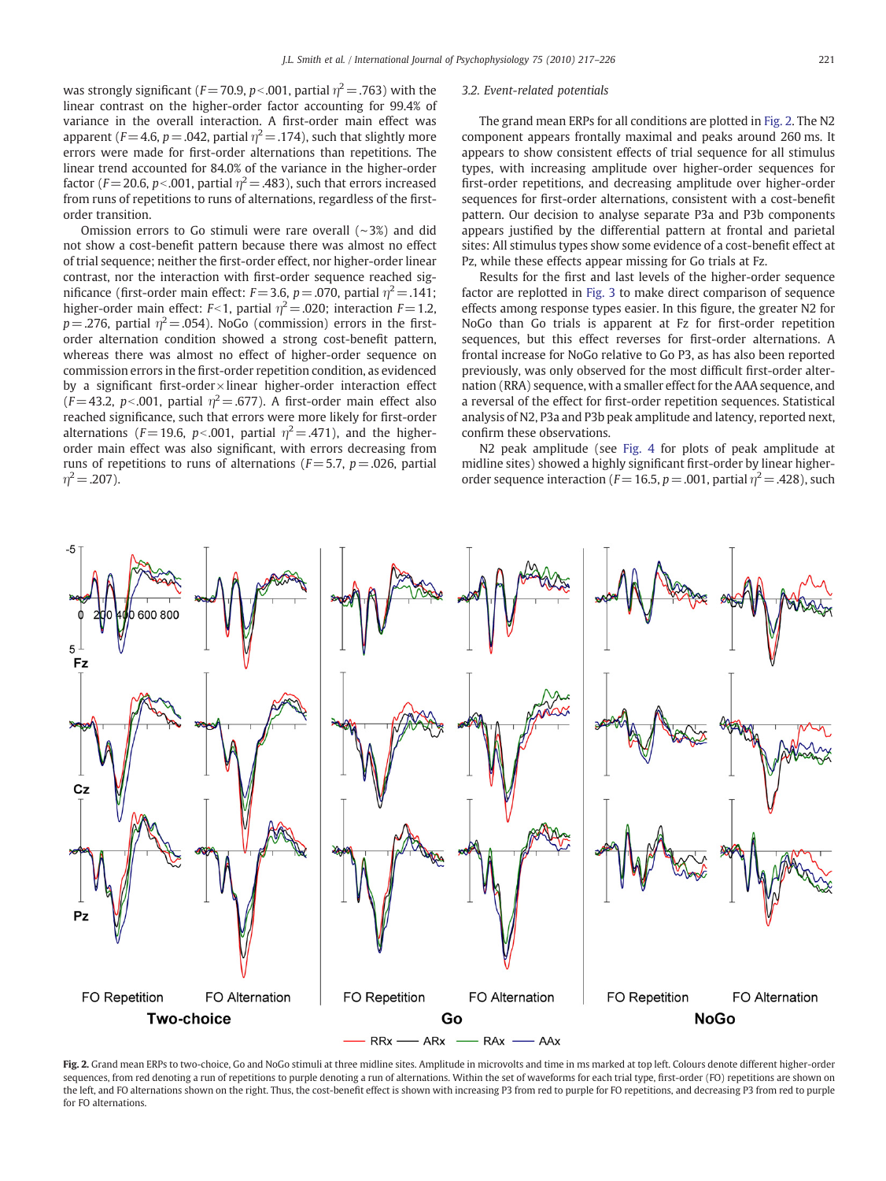was strongly significant ($F=70.9$, $p<.001$, partial $\eta^2=.763$) with the linear contrast on the higher-order factor accounting for 99.4% of variance in the overall interaction. A first-order main effect was apparent ($F=4.6$, $p=.042$, partial $\eta^2=.174$), such that slightly more errors were made for first-order alternations than repetitions. The linear trend accounted for 84.0% of the variance in the higher-order factor ($F=20.6$, $p<.001$, partial $\eta^2=.483$), such that errors increased from runs of repetitions to runs of alternations, regardless of the first-order transition.

Omission errors to Go stimuli were rare overall (~3%) and did not show a cost-benefit pattern because there was almost no effect of trial sequence; neither the first-order effect, nor higher-order linear contrast, nor the interaction with first-order sequence reached significance (first-order main effect: $F=3.6$, $p=.070$, partial $\eta^2=.141$; higher-order main effect: $F<1$, partial $\eta^2=.020$; interaction $F=1.2$, $p=.276$, partial $\eta^2=.054$). NoGo (commission) errors in the first-order alternation condition showed a strong cost-benefit pattern, whereas there was almost no effect of higher-order sequence on commission errors in the first-order repetition condition, as evidenced by a significant first-order × linear higher-order interaction effect ($F=43.2$, $p<.001$, partial $\eta^2=.677$). A first-order main effect also reached significance, such that errors were more likely for first-order alternations ($F=19.6$, $p<.001$, partial $\eta^2=.471$), and the higher-order main effect was also significant, with errors decreasing from runs of repetitions to runs of alternations ($F=5.7$, $p=.026$, partial $\eta^2=.207$).

### 3.2. Event-related potentials

The grand mean ERPs for all conditions are plotted in Fig. 2. The N2 component appears frontally maximal and peaks around 260 ms. It appears to show consistent effects of trial sequence for all stimulus types, with increasing amplitude over higher-order sequences for first-order repetitions, and decreasing amplitude over higher-order sequences for first-order alternations, consistent with a cost-benefit pattern. Our decision to analyse separate P3a and P3b components appears justified by the differential pattern at frontal and parietal sites: All stimulus types show some evidence of a cost-benefit effect at Pz, while these effects appear missing for Go trials at Fz.

Results for the first and last levels of the higher-order sequence factor are replotted in Fig. 3 to make direct comparison of sequence effects among response types easier. In this figure, the greater N2 for NoGo than Go trials is apparent at Fz for first-order repetition sequences, but this effect reverses for first-order alternations. A frontal increase for NoGo relative to Go P3, as has also been reported previously, was only observed for the most difficult first-order alternation (RRA) sequence, with a smaller effect for the AAA sequence, and a reversal of the effect for first-order repetition sequences. Statistical analysis of N2, P3a and P3b peak amplitude and latency, reported next, confirm these observations.

N2 peak amplitude (see Fig. 4 for plots of peak amplitude at midline sites) showed a highly significant first-order by linear higher-order sequence interaction ($F=16.5$, $p=.001$, partial $\eta^2=.428$), such

**Fig. 2.** Grand mean ERPs to two-choice, Go and NoGo stimuli at three midline sites. Amplitude in microvolts and time in ms marked at top left. Colours denote different higher-order sequences, from red denoting a run of repetitions to purple denoting a run of alternations. Within the set of waveforms for each trial type, first-order (FO) repetitions are shown on the left, and FO alternations shown on the right. Thus, the cost-benefit effect is shown with increasing P3 from red to purple for FO repetitions, and decreasing P3 from red to purple for FO alternations.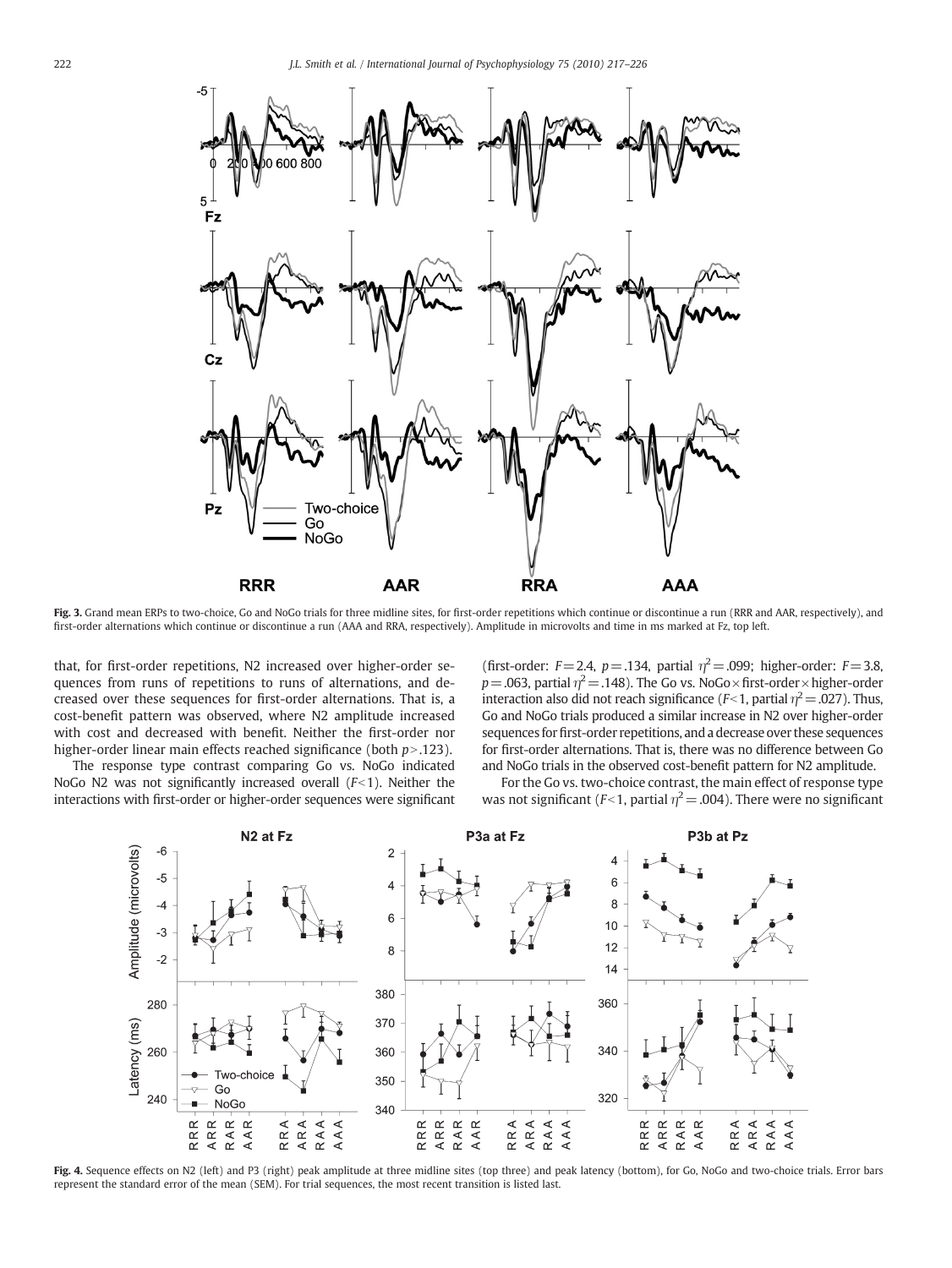Fig. 3. Grand mean ERPs to two-choice, Go and NoGo trials for three midline sites, for first-order repetitions which continue or discontinue a run (RRR and AAR, respectively), and first-order alternations which continue or discontinue a run (AAA and RRA, respectively). Amplitude in microvolts and time in ms marked at Fz, top left.

that, for first-order repetitions, N2 increased over higher-order sequences from runs of repetitions to runs of alternations, and decreased over these sequences for first-order alternations. That is, a cost-benefit pattern was observed, where N2 amplitude increased with cost and decreased with benefit. Neither the first-order nor higher-order linear main effects reached significance (both $p > .123$).

The response type contrast comparing Go vs. NoGo indicated NoGo N2 was not significantly increased overall ($F < 1$). Neither the interactions with first-order or higher-order sequences were significant (first-order: $F = 2.4$, $p = .134$, partial $\eta^2 = .099$; higher-order: $F = 3.8$, $p = .063$, partial $\eta^2 = .148$). The Go vs. NoGo × first-order × higher-order interaction also did not reach significance ($F < 1$, partial $\eta^2 = .027$). Thus, Go and NoGo trials produced a similar increase in N2 over higher-order sequences for first-order repetitions, and a decrease over these sequences for first-order alternations. That is, there was no difference between Go and NoGo trials in the observed cost-benefit pattern for N2 amplitude.

For the Go vs. two-choice contrast, the main effect of response type was not significant ($F < 1$, partial $\eta^2 = .004$). There were no significant

Fig. 4. Sequence effects on N2 (left) and P3 (right) peak amplitude at three midline sites (top three) and peak latency (bottom), for Go, NoGo and two-choice trials. Error bars represent the standard error of the mean (SEM). For trial sequences, the most recent transition is listed last.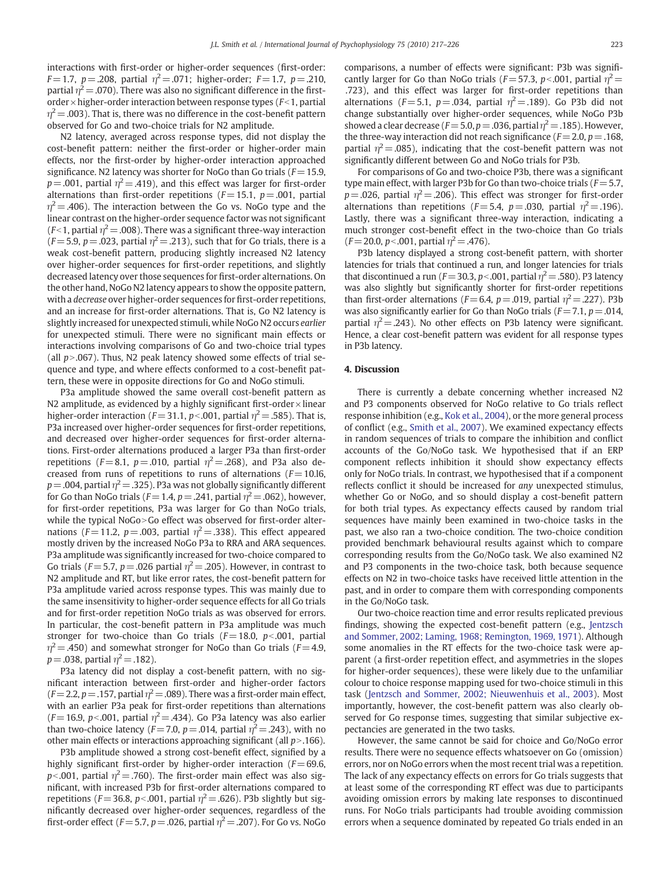interactions with first-order or higher-order sequences (first-order: $F=1.7$, $p=.208$, partial $\eta^2=.071$; higher-order; $F=1.7$, $p=.210$, partial $\eta^2=.070$). There was also no significant difference in the first-order × higher-order interaction between response types ($F<1$, partial $\eta^2=.003$). That is, there was no difference in the cost-benefit pattern observed for Go and two-choice trials for N2 amplitude.

N2 latency, averaged across response types, did not display the cost-benefit pattern: neither the first-order or higher-order main effects, nor the first-order by higher-order interaction approached significance. N2 latency was shorter for NoGo than Go trials ($F=15.9$, $p=.001$, partial $\eta^2=.419$), and this effect was larger for first-order alternations than first-order repetitions ($F=15.1$, $p=.001$, partial $\eta^2=.406$). The interaction between the Go vs. NoGo type and the linear contrast on the higher-order sequence factor was not significant ($F<1$, partial $\eta^2=.008$). There was a significant three-way interaction ($F=5.9$, $p=.023$, partial $\eta^2=.213$), such that for Go trials, there is a weak cost-benefit pattern, producing slightly increased N2 latency over higher-order sequences for first-order repetitions, and slightly decreased latency over those sequences for first-order alternations. On the other hand, NoGo N2 latency appears to show the opposite pattern, with a *decrease* over higher-order sequences for first-order repetitions, and an increase for first-order alternations. That is, Go N2 latency is slightly increased for unexpected stimuli, while NoGo N2 occurs *earlier* for unexpected stimuli. There were no significant main effects or interactions involving comparisons of Go and two-choice trial types (all $p>.067$). Thus, N2 peak latency showed some effects of trial sequence and type, and where effects conformed to a cost-benefit pattern, these were in opposite directions for Go and NoGo stimuli.

P3a amplitude showed the same overall cost-benefit pattern as N2 amplitude, as evidenced by a highly significant first-order × linear higher-order interaction ($F=31.1$, $p<.001$, partial $\eta^2=.585$). That is, P3a increased over higher-order sequences for first-order repetitions, and decreased over higher-order sequences for first-order alternations. First-order alternations produced a larger P3a than first-order repetitions ($F=8.1$, $p=.010$, partial $\eta^2=.268$), and P3a also decreased from runs of repetitions to runs of alternations ($F=10.l6$, $p=.004$, partial $\eta^2=.325$). P3a was not globally significantly different for Go than NoGo trials ($F=1.4$, $p=.241$, partial $\eta^2=.062$), however, for first-order repetitions, P3a was larger for Go than NoGo trials, while the typical NoGo > Go effect was observed for first-order alternations ($F=11.2$, $p=.003$, partial $\eta^2=.338$). This effect appeared mostly driven by the increased NoGo P3a to RRA and ARA sequences. P3a amplitude was significantly increased for two-choice compared to Go trials ($F=5.7$, $p=.026$ partial $\eta^2=.205$). However, in contrast to N2 amplitude and RT, but like error rates, the cost-benefit pattern for P3a amplitude varied across response types. This was mainly due to the same insensitivity to higher-order sequence effects for all Go trials and for first-order repetition NoGo trials as was observed for errors. In particular, the cost-benefit pattern in P3a amplitude was much stronger for two-choice than Go trials ($F=18.0$, $p<.001$, partial $\eta^2=.450$) and somewhat stronger for NoGo than Go trials ($F=4.9$, $p=.038$, partial $\eta^2=.182$).

P3a latency did not display a cost-benefit pattern, with no significant interaction between first-order and higher-order factors ($F=2.2$, $p=.157$, partial $\eta^2=.089$). There was a first-order main effect, with an earlier P3a peak for first-order repetitions than alternations ($F=16.9$, $p<.001$, partial $\eta^2=.434$). Go P3a latency was also earlier than two-choice latency ($F=7.0$, $p=.014$, partial $\eta^2=.243$), with no other main effects or interactions approaching significant (all $p>.166$).

P3b amplitude showed a strong cost-benefit effect, signified by a highly significant first-order by higher-order interaction ($F=69.6$, $p<.001$, partial $\eta^2=.760$). The first-order main effect was also significant, with increased P3b for first-order alternations compared to repetitions ($F=36.8$, $p<.001$, partial $\eta^2=.626$). P3b slightly but significantly decreased over higher-order sequences, regardless of the first-order effect ($F=5.7$, $p=.026$, partial $\eta^2=.207$). For Go vs. NoGo comparisons, a number of effects were significant: P3b was significantly larger for Go than NoGo trials ($F=57.3$, $p<.001$, partial $\eta^2=.723$), and this effect was larger for first-order repetitions than alternations ($F=5.1$, $p=.034$, partial $\eta^2=.189$). Go P3b did not change substantially over higher-order sequences, while NoGo P3b showed a clear decrease ($F=5.0$, $p=.036$, partial $\eta^2=.185$). However, the three-way interaction did not reach significance ($F=2.0$, $p=.168$, partial $\eta^2=.085$), indicating that the cost-benefit pattern was not significantly different between Go and NoGo trials for P3b.

For comparisons of Go and two-choice P3b, there was a significant type main effect, with larger P3b for Go than two-choice trials ($F=5.7$, $p=.026$, partial $\eta^2=.206$). This effect was stronger for first-order alternations than repetitions ($F=5.4$, $p=.030$, partial $\eta^2=.196$). Lastly, there was a significant three-way interaction, indicating a much stronger cost-benefit effect in the two-choice than Go trials ($F=20.0$, $p<.001$, partial $\eta^2=.476$).

P3b latency displayed a strong cost-benefit pattern, with shorter latencies for trials that continued a run, and longer latencies for trials that discontinued a run ($F=30.3$, $p<.001$, partial $\eta^2=.580$). P3 latency was also slightly but significantly shorter for first-order repetitions than first-order alternations ($F=6.4$, $p=.019$, partial $\eta^2=.227$). P3b was also significantly earlier for Go than NoGo trials ($F=7.1$, $p=.014$, partial $\eta^2=.243$). No other effects on P3b latency were significant. Hence, a clear cost-benefit pattern was evident for all response types in P3b latency.

## 4. Discussion

There is currently a debate concerning whether increased N2 and P3 components observed for NoGo relative to Go trials reflect response inhibition (e.g., Kok et al., 2004), or the more general process of conflict (e.g., Smith et al., 2007). We examined expectancy effects in random sequences of trials to compare the inhibition and conflict accounts of the Go/NoGo task. We hypothesised that if an ERP component reflects inhibition it should show expectancy effects only for NoGo trials. In contrast, we hypothesised that if a component reflects conflict it should be increased for *any* unexpected stimulus, whether Go or NoGo, and so should display a cost-benefit pattern for both trial types. As expectancy effects caused by random trial sequences have mainly been examined in two-choice tasks in the past, we also ran a two-choice condition. The two-choice condition provided benchmark behavioural results against which to compare corresponding results from the Go/NoGo task. We also examined N2 and P3 components in the two-choice task, both because sequence effects on N2 in two-choice tasks have received little attention in the past, and in order to compare them with corresponding components in the Go/NoGo task.

Our two-choice reaction time and error results replicated previous findings, showing the expected cost-benefit pattern (e.g., Jentzsch and Sommer, 2002; Laming, 1968; Remington, 1969, 1971). Although some anomalies in the RT effects for the two-choice task were apparent (a first-order repetition effect, and asymmetries in the slopes for higher-order sequences), these were likely due to the unfamiliar colour to choice response mapping used for two-choice stimuli in this task (Jentzsch and Sommer, 2002; Nieuwenhuis et al., 2003). Most importantly, however, the cost-benefit pattern was also clearly observed for Go response times, suggesting that similar subjective expectancies are generated in the two tasks.

However, the same cannot be said for choice and Go/NoGo error results. There were no sequence effects whatsoever on Go (omission) errors, nor on NoGo errors when the most recent trial was a repetition. The lack of any expectancy effects on errors for Go trials suggests that at least some of the corresponding RT effect was due to participants avoiding omission errors by making late responses to discontinued runs. For NoGo trials participants had trouble avoiding commission errors when a sequence dominated by repeated Go trials ended in an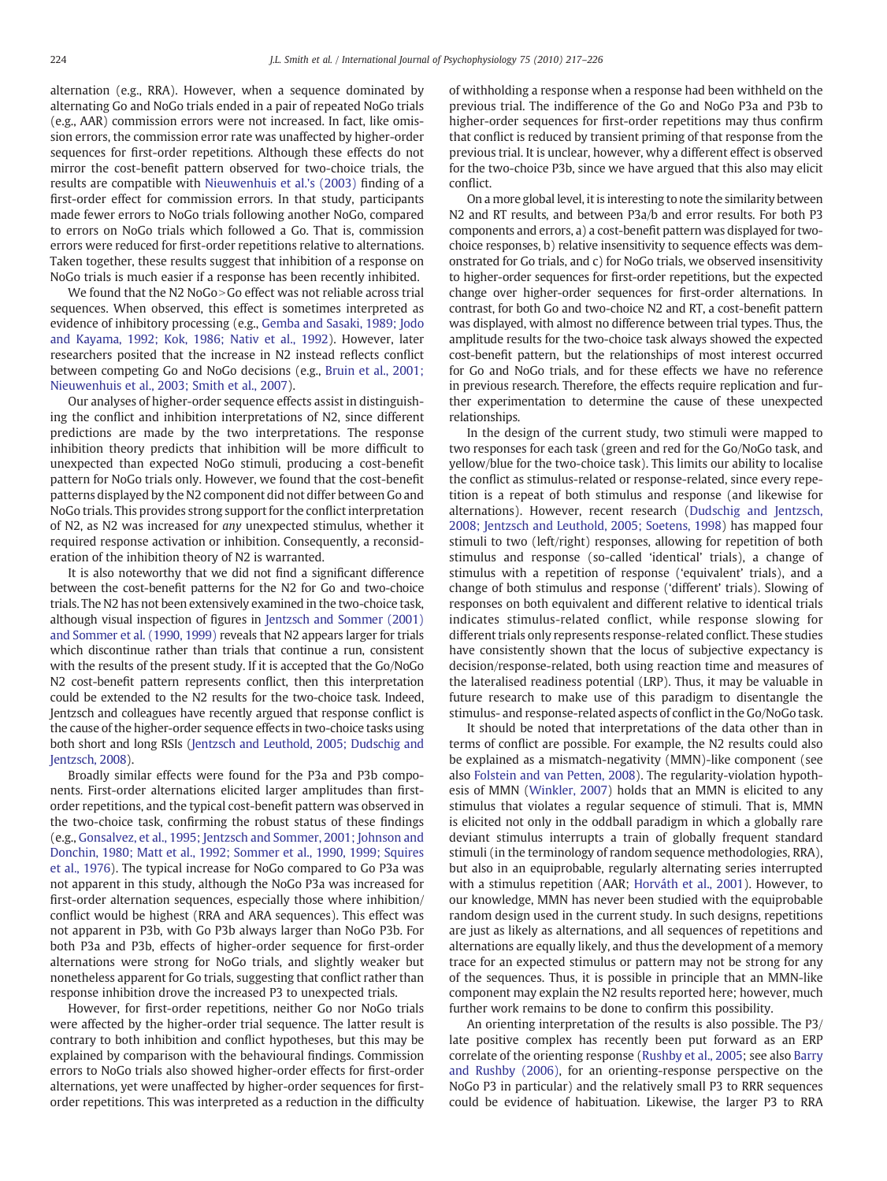alternation (e.g., RRA). However, when a sequence dominated by alternating Go and NoGo trials ended in a pair of repeated NoGo trials (e.g., AAR) commission errors were not increased. In fact, like omission errors, the commission error rate was unaffected by higher-order sequences for first-order repetitions. Although these effects do not mirror the cost-benefit pattern observed for two-choice trials, the results are compatible with Nieuwenhuis et al.'s (2003) finding of a first-order effect for commission errors. In that study, participants made fewer errors to NoGo trials following another NoGo, compared to errors on NoGo trials which followed a Go. That is, commission errors were reduced for first-order repetitions relative to alternations. Taken together, these results suggest that inhibition of a response on NoGo trials is much easier if a response has been recently inhibited.

We found that the N2 NoGo > Go effect was not reliable across trial sequences. When observed, this effect is sometimes interpreted as evidence of inhibitory processing (e.g., Gemba and Sasaki, 1989; Jodo and Kayama, 1992; Kok, 1986; Nativ et al., 1992). However, later researchers posited that the increase in N2 instead reflects conflict between competing Go and NoGo decisions (e.g., Bruin et al., 2001; Nieuwenhuis et al., 2003; Smith et al., 2007).

Our analyses of higher-order sequence effects assist in distinguishing the conflict and inhibition interpretations of N2, since different predictions are made by the two interpretations. The response inhibition theory predicts that inhibition will be more difficult to unexpected than expected NoGo stimuli, producing a cost-benefit pattern for NoGo trials only. However, we found that the cost-benefit patterns displayed by the N2 component did not differ between Go and NoGo trials. This provides strong support for the conflict interpretation of N2, as N2 was increased for *any* unexpected stimulus, whether it required response activation or inhibition. Consequently, a reconsideration of the inhibition theory of N2 is warranted.

It is also noteworthy that we did not find a significant difference between the cost-benefit patterns for the N2 for Go and two-choice trials. The N2 has not been extensively examined in the two-choice task, although visual inspection of figures in Jentzsch and Sommer (2001) and Sommer et al. (1990, 1999) reveals that N2 appears larger for trials which discontinue rather than trials that continue a run, consistent with the results of the present study. If it is accepted that the Go/NoGo N2 cost-benefit pattern represents conflict, then this interpretation could be extended to the N2 results for the two-choice task. Indeed, Jentzsch and colleagues have recently argued that response conflict is the cause of the higher-order sequence effects in two-choice tasks using both short and long RSIs (Jentzsch and Leuthold, 2005; Dudschig and Jentzsch, 2008).

Broadly similar effects were found for the P3a and P3b components. First-order alternations elicited larger amplitudes than first-order repetitions, and the typical cost-benefit pattern was observed in the two-choice task, confirming the robust status of these findings (e.g., Gonsalvez, et al., 1995; Jentzsch and Sommer, 2001; Johnson and Donchin, 1980; Matt et al., 1992; Sommer et al., 1990, 1999; Squires et al., 1976). The typical increase for NoGo compared to Go P3a was not apparent in this study, although the NoGo P3a was increased for first-order alternation sequences, especially those where inhibition/conflict would be highest (RRA and ARA sequences). This effect was not apparent in P3b, with Go P3b always larger than NoGo P3b. For both P3a and P3b, effects of higher-order sequence for first-order alternations were strong for NoGo trials, and slightly weaker but nonetheless apparent for Go trials, suggesting that conflict rather than response inhibition drove the increased P3 to unexpected trials.

However, for first-order repetitions, neither Go nor NoGo trials were affected by the higher-order trial sequence. The latter result is contrary to both inhibition and conflict hypotheses, but this may be explained by comparison with the behavioural findings. Commission errors to NoGo trials also showed higher-order effects for first-order alternations, yet were unaffected by higher-order sequences for first-order repetitions. This was interpreted as a reduction in the difficulty of withholding a response when a response had been withheld on the previous trial. The indifference of the Go and NoGo P3a and P3b to higher-order sequences for first-order repetitions may thus confirm that conflict is reduced by transient priming of that response from the previous trial. It is unclear, however, why a different effect is observed for the two-choice P3b, since we have argued that this also may elicit conflict.

On a more global level, it is interesting to note the similarity between N2 and RT results, and between P3a/b and error results. For both P3 components and errors, a) a cost-benefit pattern was displayed for two-choice responses, b) relative insensitivity to sequence effects was demonstrated for Go trials, and c) for NoGo trials, we observed insensitivity to higher-order sequences for first-order repetitions, but the expected change over higher-order sequences for first-order alternations. In contrast, for both Go and two-choice N2 and RT, a cost-benefit pattern was displayed, with almost no difference between trial types. Thus, the amplitude results for the two-choice task always showed the expected cost-benefit pattern, but the relationships of most interest occurred for Go and NoGo trials, and for these effects we have no reference in previous research. Therefore, the effects require replication and further experimentation to determine the cause of these unexpected relationships.

In the design of the current study, two stimuli were mapped to two responses for each task (green and red for the Go/NoGo task, and yellow/blue for the two-choice task). This limits our ability to localise the conflict as stimulus-related or response-related, since every repetition is a repeat of both stimulus and response (and likewise for alternations). However, recent research (Dudschig and Jentzsch, 2008; Jentzsch and Leuthold, 2005; Soetens, 1998) has mapped four stimuli to two (left/right) responses, allowing for repetition of both stimulus and response (so-called 'identical' trials), a change of stimulus with a repetition of response ('equivalent' trials), and a change of both stimulus and response ('different' trials). Slowing of responses on both equivalent and different relative to identical trials indicates stimulus-related conflict, while response slowing for different trials only represents response-related conflict. These studies have consistently shown that the locus of subjective expectancy is decision/response-related, both using reaction time and measures of the lateralised readiness potential (LRP). Thus, it may be valuable in future research to make use of this paradigm to disentangle the stimulus- and response-related aspects of conflict in the Go/NoGo task.

It should be noted that interpretations of the data other than in terms of conflict are possible. For example, the N2 results could also be explained as a mismatch-negativity (MMN)-like component (see also Folstein and van Petten, 2008). The regularity-violation hypothesis of MMN (Winkler, 2007) holds that an MMN is elicited to any stimulus that violates a regular sequence of stimuli. That is, MMN is elicited not only in the oddball paradigm in which a globally rare deviant stimulus interrupts a train of globally frequent standard stimuli (in the terminology of random sequence methodologies, RRA), but also in an equiprobable, regularly alternating series interrupted with a stimulus repetition (AAR; Horváth et al., 2001). However, to our knowledge, MMN has never been studied with the equiprobable random design used in the current study. In such designs, repetitions are just as likely as alternations, and all sequences of repetitions and alternations are equally likely, and thus the development of a memory trace for an expected stimulus or pattern may not be strong for any of the sequences. Thus, it is possible in principle that an MMN-like component may explain the N2 results reported here; however, much further work remains to be done to confirm this possibility.

An orienting interpretation of the results is also possible. The P3/late positive complex has recently been put forward as an ERP correlate of the orienting response (Rushby et al., 2005; see also Barry and Rushby (2006), for an orienting-response perspective on the NoGo P3 in particular) and the relatively small P3 to RRR sequences could be evidence of habituation. Likewise, the larger P3 to RRA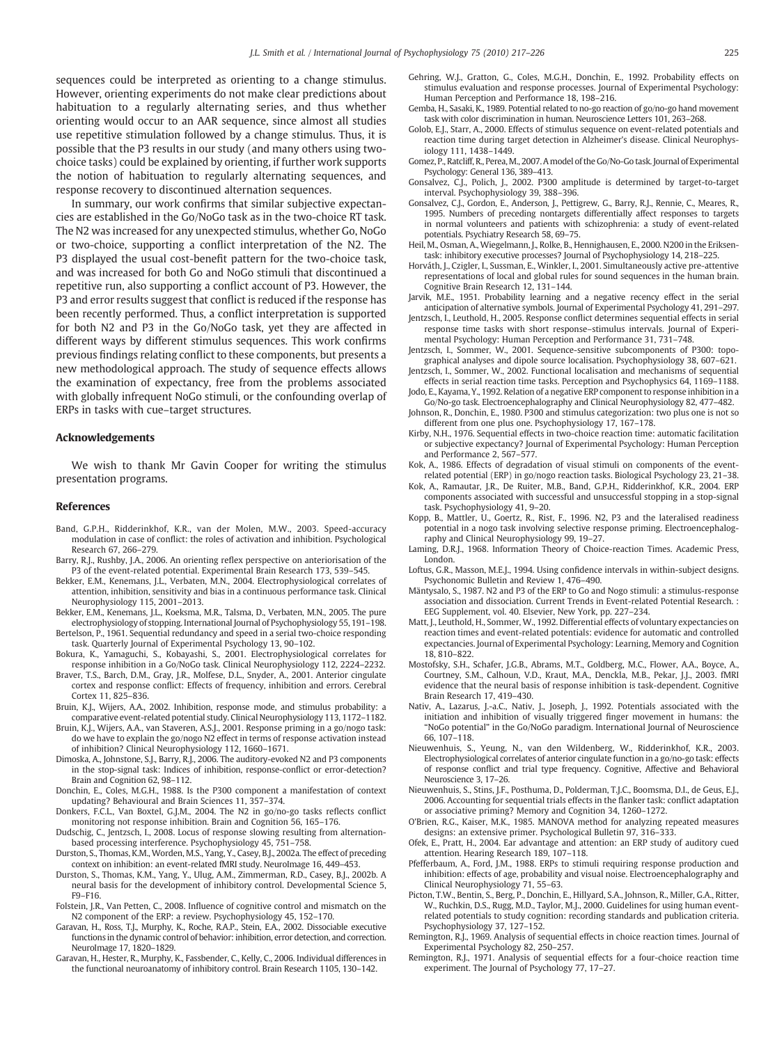sequences could be interpreted as orienting to a change stimulus. However, orienting experiments do not make clear predictions about habituation to a regularly alternating series, and thus whether orienting would occur to an AAR sequence, since almost all studies use repetitive stimulation followed by a change stimulus. Thus, it is possible that the P3 results in our study (and many others using two-choice tasks) could be explained by orienting, if further work supports the notion of habituation to regularly alternating sequences, and response recovery to discontinued alternation sequences.

In summary, our work confirms that similar subjective expectancies are established in the Go/NoGo task as in the two-choice RT task. The N2 was increased for any unexpected stimulus, whether Go, NoGo or two-choice, supporting a conflict interpretation of the N2. The P3 displayed the usual cost-benefit pattern for the two-choice task, and was increased for both Go and NoGo stimuli that discontinued a repetitive run, also supporting a conflict account of P3. However, the P3 and error results suggest that conflict is reduced if the response has been recently performed. Thus, a conflict interpretation is supported for both N2 and P3 in the Go/NoGo task, yet they are affected in different ways by different stimulus sequences. This work confirms previous findings relating conflict to these components, but presents a new methodological approach. The study of sequence effects allows the examination of expectancy, free from the problems associated with globally infrequent NoGo stimuli, or the confounding overlap of ERPs in tasks with cue–target structures.

## Acknowledgements

We wish to thank Mr Gavin Cooper for writing the stimulus presentation programs.

## References

- Band, G.P.H., Ridderinkhof, K.R., van der Molen, M.W., 2003. Speed-accuracy modulation in case of conflict: the roles of activation and inhibition. Psychological Research 67, 266–279.
- Barry, R.J., Rushby, J.A., 2006. An orienting reflex perspective on anteriorisation of the P3 of the event-related potential. Experimental Brain Research 173, 539–545.
- Bekker, E.M., Kenemans, J.L., Verbaten, M.N., 2004. Electrophysiological correlates of attention, inhibition, sensitivity and bias in a continuous performance task. Clinical Neurophysiology 115, 2001–2013.
- Bekker, E.M., Kenemans, J.L., Hoeksma, M.R., Talsma, D., Verbaten, M.N., 2005. The pure electrophysiology of stopping. International Journal of Psychophysiology 55, 191–198.
- Bertelson, P., 1961. Sequential redundancy and speed in a serial two-choice responding task. Quarterly Journal of Experimental Psychology 13, 90–102.
- Bokura, K., Yamaguchi, S., Kobayashi, S., 2001. Electrophysiological correlates for response inhibition in a Go/NoGo task. Clinical Neurophysiology 112, 2224–2232.
- Braver, T.S., Barch, D.M., Gray, J.R., Molfese, D.L., Snyder, A., 2001. Anterior cingulate cortex and response conflict: Effects of frequency, inhibition and errors. Cerebral Cortex 11, 825–836.
- Bruin, K.J., Wijers, A.A., 2002. Inhibition, response mode, and stimulus probability: a comparative event-related potential study. Clinical Neurophysiology 113, 1172–1182.
- Bruin, K.J., Wijers, A.A., van Staveren, A.S.J., 2001. Response priming in a go/nogo task: do we have to explain the go/nogo N2 effect in terms of response activation instead of inhibition? Clinical Neurophysiology 112, 1660–1671.
- Dimoska, A., Johnstone, S.J., Barry, R.J., 2006. The auditory-evoked N2 and P3 components in the stop-signal task: Indices of inhibition, response-conflict or error-detection? Brain and Cognition 62, 98–112.
- Donchin, E., Coles, M.G.H., 1988. Is the P300 component a manifestation of context updating? Behavioural and Brain Sciences 11, 357–374.
- Donkers, F.C.L., Van Boxtel, G.J.M., 2004. The N2 in go/no-go tasks reflects conflict monitoring not response inhibition. Brain and Cognition 56, 165–176.
- Dudschig, C., Jentzsch, I., 2008. Locus of response slowing resulting from alternation-based processing interference. Psychophysiology 45, 751–758.
- Durston, S., Thomas, K.M., Worden, M.S., Yang, Y., Casey, B.J., 2002a. The effect of preceding context on inhibition: an event-related fMRI study. NeuroImage 16, 449–453.
- Durston, S., Thomas, K.M., Yang, Y., Ulug, A.M., Zimmerman, R.D., Casey, B.J., 2002b. A neural basis for the development of inhibitory control. Developmental Science 5, F9–F16.
- Folstein, J.R., Van Petten, C., 2008. Influence of cognitive control and mismatch on the N2 component of the ERP: a review. Psychophysiology 45, 152–170.
- Garavan, H., Ross, T.J., Murphy, K., Roche, R.A.P., Stein, E.A., 2002. Dissociable executive functions in the dynamic control of behavior: inhibition, error detection, and correction. NeuroImage 17, 1820–1829.
- Garavan, H., Hester, R., Murphy, K., Fassbender, C., Kelly, C., 2006. Individual differences in the functional neuroanatomy of inhibitory control. Brain Research 1105, 130–142.
- Gehring, W.J., Gratton, G., Coles, M.G.H., Donchin, E., 1992. Probability effects on stimulus evaluation and response processes. Journal of Experimental Psychology: Human Perception and Performance 18, 198–216.
- Gemba, H., Sasaki, K., 1989. Potential related to no-go reaction of go/no-go hand movement task with color discrimination in human. Neuroscience Letters 101, 263–268.
- Golob, E.J., Starr, A., 2000. Effects of stimulus sequence on event-related potentials and reaction time during target detection in Alzheimer's disease. Clinical Neurophysiology 111, 1438–1449.
- Gomez, P., Ratcliff, R., Perea, M., 2007. A model of the Go/No-Go task. Journal of Experimental Psychology: General 136, 389–413.
- Gonsalvez, C.J., Polich, J., 2002. P300 amplitude is determined by target-to-target interval. Psychophysiology 39, 388–396.
- Gonsalvez, C.J., Gordon, E., Anderson, J., Pettigrew, G., Barry, R.J., Rennie, C., Meares, R., 1995. Numbers of preceding nontargets differentially affect responses to targets in normal volunteers and patients with schizophrenia: a study of event-related potentials. Psychiatry Research 58, 69–75.
- Heil, M., Osman, A., Wiegelmann, J., Rolke, B., Hennighausen, E., 2000. N200 in the Eriksen-task: inhibitory executive processes? Journal of Psychophysiology 14, 218–225.
- Horváth, J., Czigler, I., Sussman, E., Winkler, I., 2001. Simultaneously active pre-attentive representations of local and global rules for sound sequences in the human brain. Cognitive Brain Research 12, 131–144.
- Jarvik, M.E., 1951. Probability learning and a negative recency effect in the serial anticipation of alternative symbols. Journal of Experimental Psychology 41, 291–297.
- Jentzsch, I., Leuthold, H., 2005. Response conflict determines sequential effects in serial response time tasks with short response–stimulus intervals. Journal of Experimental Psychology: Human Perception and Performance 31, 731–748.
- Jentzsch, I., Sommer, W., 2001. Sequence-sensitive subcomponents of P300: topographical analyses and dipole source localisation. Psychophysiology 38, 607–621.
- Jentzsch, I., Sommer, W., 2002. Functional localisation and mechanisms of sequential effects in serial reaction time tasks. Perception and Psychophysics 64, 1169–1188.
- Jodo, E., Kayama, Y., 1992. Relation of a negative ERP component to response inhibition in a Go/No-go task. Electroencephalography and Clinical Neurophysiology 82, 477–482.
- Johnson, R., Donchin, E., 1980. P300 and stimulus categorization: two plus one is not so different from one plus one. Psychophysiology 17, 167–178.
- Kirby, N.H., 1976. Sequential effects in two-choice reaction time: automatic facilitation or subjective expectancy? Journal of Experimental Psychology: Human Perception and Performance 2, 567–577.
- Kok, A., 1986. Effects of degradation of visual stimuli on components of the event-related potential (ERP) in go/nogo reaction tasks. Biological Psychology 23, 21–38.
- Kok, A., Ramautar, J.R., De Ruiter, M.B., Band, G.P.H., Ridderinkhof, K.R., 2004. ERP components associated with successful and unsuccessful stopping in a stop-signal task. Psychophysiology 41, 9–20.
- Kopp, B., Mattler, U., Goertz, R., Rist, F., 1996. N2, P3 and the lateralised readiness potential in a nogo task involving selective response priming. Electroencephalography and Clinical Neurophysiology 99, 19–27.
- Laming, D.R.J., 1968. Information Theory of Choice-reaction Times. Academic Press, London.
- Loftus, G.R., Masson, M.E.J., 1994. Using confidence intervals in within-subject designs. Psychonomic Bulletin and Review 1, 476–490.
- Mäntysalo, S., 1987. N2 and P3 of the ERP to Go and Nogo stimuli: a stimulus-response association and dissociation. Current Trends in Event-related Potential Research. : EEG Supplement, vol. 40. Elsevier, New York, pp. 227–234.
- Matt, J., Leuthold, H., Sommer, W., 1992. Differential effects of voluntary expectancies on reaction times and event-related potentials: evidence for automatic and controlled expectancies. Journal of Experimental Psychology: Learning, Memory and Cognition 18, 810–822.
- Mostofsky, S.H., Schafer, J.G.B., Abrams, M.T., Goldberg, M.C., Flower, A.A., Boyce, A., Courtney, S.M., Calhoun, V.D., Kraut, M.A., Denckla, M.B., Pekar, J.J., 2003. fMRI evidence that the neural basis of response inhibition is task-dependent. Cognitive Brain Research 17, 419–430.
- Nativ, A., Lazarus, J.-a.C., Nativ, J., Joseph, J., 1992. Potentials associated with the initiation and inhibition of visually triggered finger movement in humans: the "NoGo potential" in the Go/NoGo paradigm. International Journal of Neuroscience 66, 107–118.
- Nieuwenhuis, S., Yeung, N., van den Wildenberg, W., Ridderinkhof, K.R., 2003. Electrophysiological correlates of anterior cingulate function in a go/no-go task: effects of response conflict and trial type frequency. Cognitive, Affective and Behavioral Neuroscience 3, 17–26.
- Nieuwenhuis, S., Stins, J.F., Posthuma, D., Polderman, T.J.C., Boomsma, D.I., de Geus, E.J., 2006. Accounting for sequential trials effects in the flanker task: conflict adaptation or associative priming? Memory and Cognition 34, 1260–1272.
- O'Brien, R.G., Kaiser, M.K., 1985. MANOVA method for analyzing repeated measures designs: an extensive primer. Psychological Bulletin 97, 316–333.
- Ofek, E., Pratt, H., 2004. Ear advantage and attention: an ERP study of auditory cued attention. Hearing Research 189, 107–118.
- Pfefferbaum, A., Ford, J.M., 1988. ERPs to stimuli requiring response production and inhibition: effects of age, probability and visual noise. Electroencephalography and Clinical Neurophysiology 71, 55–63.
- Picton, T.W., Bentin, S., Berg, P., Donchin, E., Hillyard, S.A., Johnson, R., Miller, G.A., Ritter, W., Ruchkin, D.S., Rugg, M.D., Taylor, M.J., 2000. Guidelines for using human event-related potentials to study cognition: recording standards and publication criteria. Psychophysiology 37, 127–152.
- Remington, R.J., 1969. Analysis of sequential effects in choice reaction times. Journal of Experimental Psychology 82, 250–257.
- Remington, R.J., 1971. Analysis of sequential effects for a four-choice reaction time experiment. The Journal of Psychology 77, 17–27.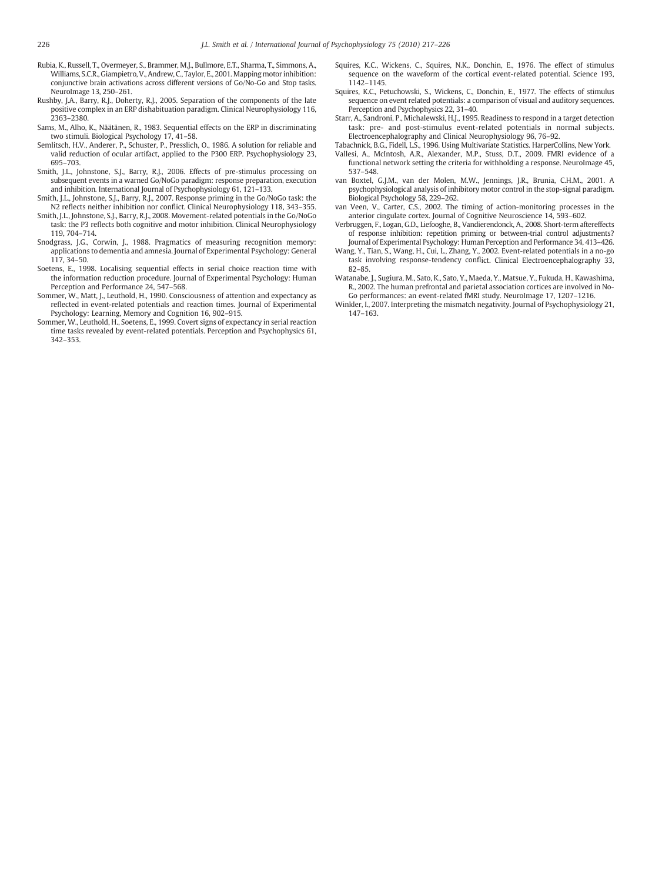Rubia, K., Russell, T., Overmeyer, S., Brammer, M.J., Bullmore, E.T., Sharma, T., Simmons, A., Williams, S.C.R., Giampietro, V., Andrew, C., Taylor, E., 2001. Mapping motor inhibition: conjunctive brain activations across different versions of Go/No-Go and Stop tasks. NeuroImage 13, 250–261.

Rushby, J.A., Barry, R.J., Doherty, R.J., 2005. Separation of the components of the late positive complex in an ERP dishabituation paradigm. Clinical Neurophysiology 116, 2363–2380.

Sams, M., Alho, K., Näätänen, R., 1983. Sequential effects on the ERP in discriminating two stimuli. Biological Psychology 17, 41–58.

Semlitsch, H.V., Anderer, P., Schuster, P., Presslich, O., 1986. A solution for reliable and valid reduction of ocular artifact, applied to the P300 ERP. Psychophysiology 23, 695–703.

Smith, J.L., Johnstone, S.J., Barry, R.J., 2006. Effects of pre-stimulus processing on subsequent events in a warned Go/NoGo paradigm: response preparation, execution and inhibition. International Journal of Psychophysiology 61, 121–133.

Smith, J.L., Johnstone, S.J., Barry, R.J., 2007. Response priming in the Go/NoGo task: the N2 reflects neither inhibition nor conflict. Clinical Neurophysiology 118, 343–355.

Smith, J.L., Johnstone, S.J., Barry, R.J., 2008. Movement-related potentials in the Go/NoGo task: the P3 reflects both cognitive and motor inhibition. Clinical Neurophysiology 119, 704–714.

Snodgrass, J.G., Corwin, J., 1988. Pragmatics of measuring recognition memory: applications to dementia and amnesia. Journal of Experimental Psychology: General 117, 34–50.

Soetens, E., 1998. Localising sequential effects in serial choice reaction time with the information reduction procedure. Journal of Experimental Psychology: Human Perception and Performance 24, 547–568.

Sommer, W., Matt, J., Leuthold, H., 1990. Consciousness of attention and expectancy as reflected in event-related potentials and reaction times. Journal of Experimental Psychology: Learning, Memory and Cognition 16, 902–915.

Sommer, W., Leuthold, H., Soetens, E., 1999. Covert signs of expectancy in serial reaction time tasks revealed by event-related potentials. Perception and Psychophysics 61, 342–353.

Squires, K.C., Wickens, C., Squires, N.K., Donchin, E., 1976. The effect of stimulus sequence on the waveform of the cortical event-related potential. Science 193, 1142–1145.

Squires, K.C., Petuchowski, S., Wickens, C., Donchin, E., 1977. The effects of stimulus sequence on event related potentials: a comparison of visual and auditory sequences. Perception and Psychophysics 22, 31–40.

Starr, A., Sandroni, P., Michalewski, H.J., 1995. Readiness to respond in a target detection task: pre- and post-stimulus event-related potentials in normal subjects. Electroencephalography and Clinical Neurophysiology 96, 76–92.

Tabachnick, B.G., Fidell, L.S., 1996. Using Multivariate Statistics. HarperCollins, New York.

Vallesi, A., McIntosh, A.R., Alexander, M.P., Stuss, D.T., 2009. FMRI evidence of a functional network setting the criteria for withholding a response. NeuroImage 45, 537–548.

van Boxtel, G.J.M., van der Molen, M.W., Jennings, J.R., Brunia, C.H.M., 2001. A psychophysiological analysis of inhibitory motor control in the stop-signal paradigm. Biological Psychology 58, 229–262.

van Veen, V., Carter, C.S., 2002. The timing of action-monitoring processes in the anterior cingulate cortex. Journal of Cognitive Neuroscience 14, 593–602.

Verbruggen, F., Logan, G.D., Liefooghe, B., Vandierendonck, A., 2008. Short-term aftereffects of response inhibition: repetition priming or between-trial control adjustments? Journal of Experimental Psychology: Human Perception and Performance 34, 413–426.

Wang, Y., Tian, S., Wang, H., Cui, L., Zhang, Y., 2002. Event-related potentials in a no-go task involving response-tendency conflict. Clinical Electroencephalography 33, 82–85.

Watanabe, J., Sugiura, M., Sato, K., Sato, Y., Maeda, Y., Matsue, Y., Fukuda, H., Kawashima, R., 2002. The human prefrontal and parietal association cortices are involved in No-Go performances: an event-related fMRI study. NeuroImage 17, 1207–1216.

Winkler, I., 2007. Interpreting the mismatch negativity. Journal of Psychophysiology 21, 147–163.